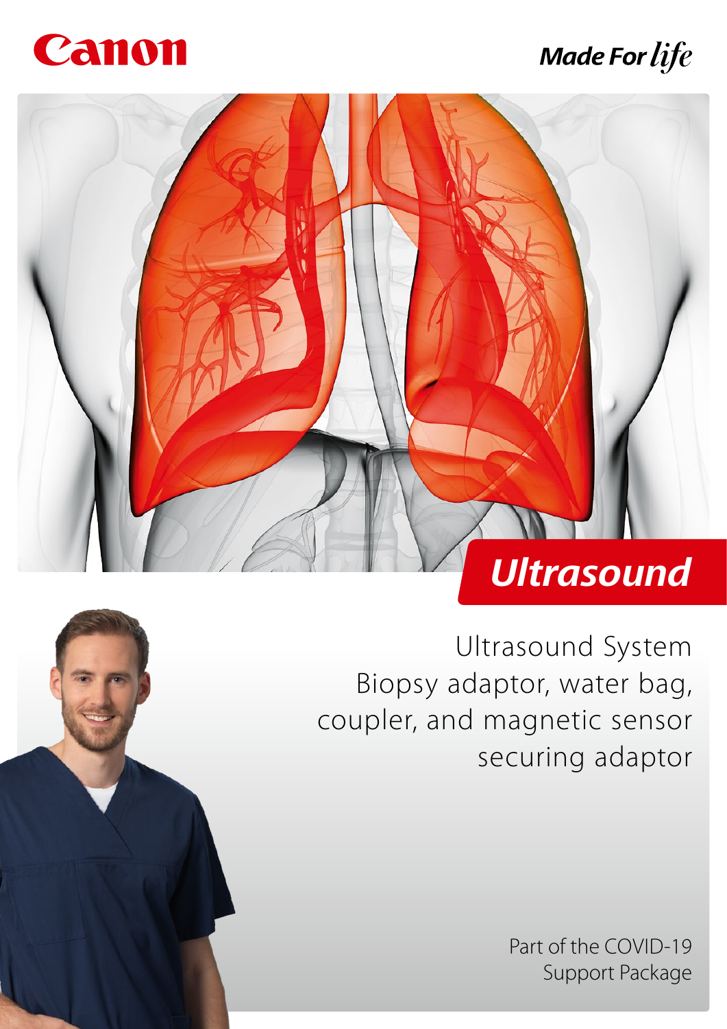Canon

Made For life

# Ultrasound

## Ultrasound System
## Biopsy adaptor, water bag, coupler, and magnetic sensor securing adaptor

Part of the COVID-19 Support Package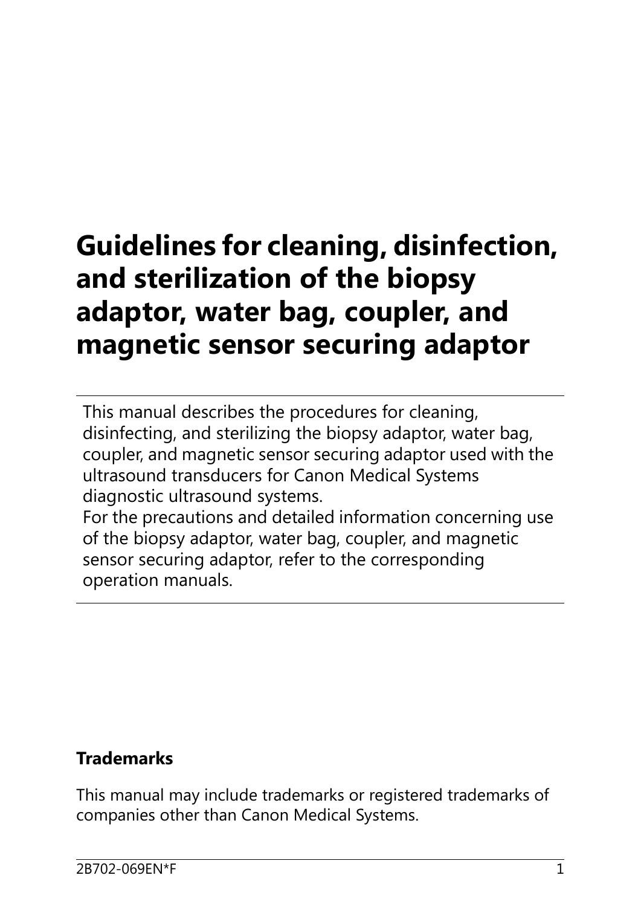# Guidelines for cleaning, disinfection, and sterilization of the biopsy adaptor, water bag, coupler, and magnetic sensor securing adaptor

This manual describes the procedures for cleaning, disinfecting, and sterilizing the biopsy adaptor, water bag, coupler, and magnetic sensor securing adaptor used with the ultrasound transducers for Canon Medical Systems diagnostic ultrasound systems.
For the precautions and detailed information concerning use of the biopsy adaptor, water bag, coupler, and magnetic sensor securing adaptor, refer to the corresponding operation manuals.

**Trademarks**

This manual may include trademarks or registered trademarks of companies other than Canon Medical Systems.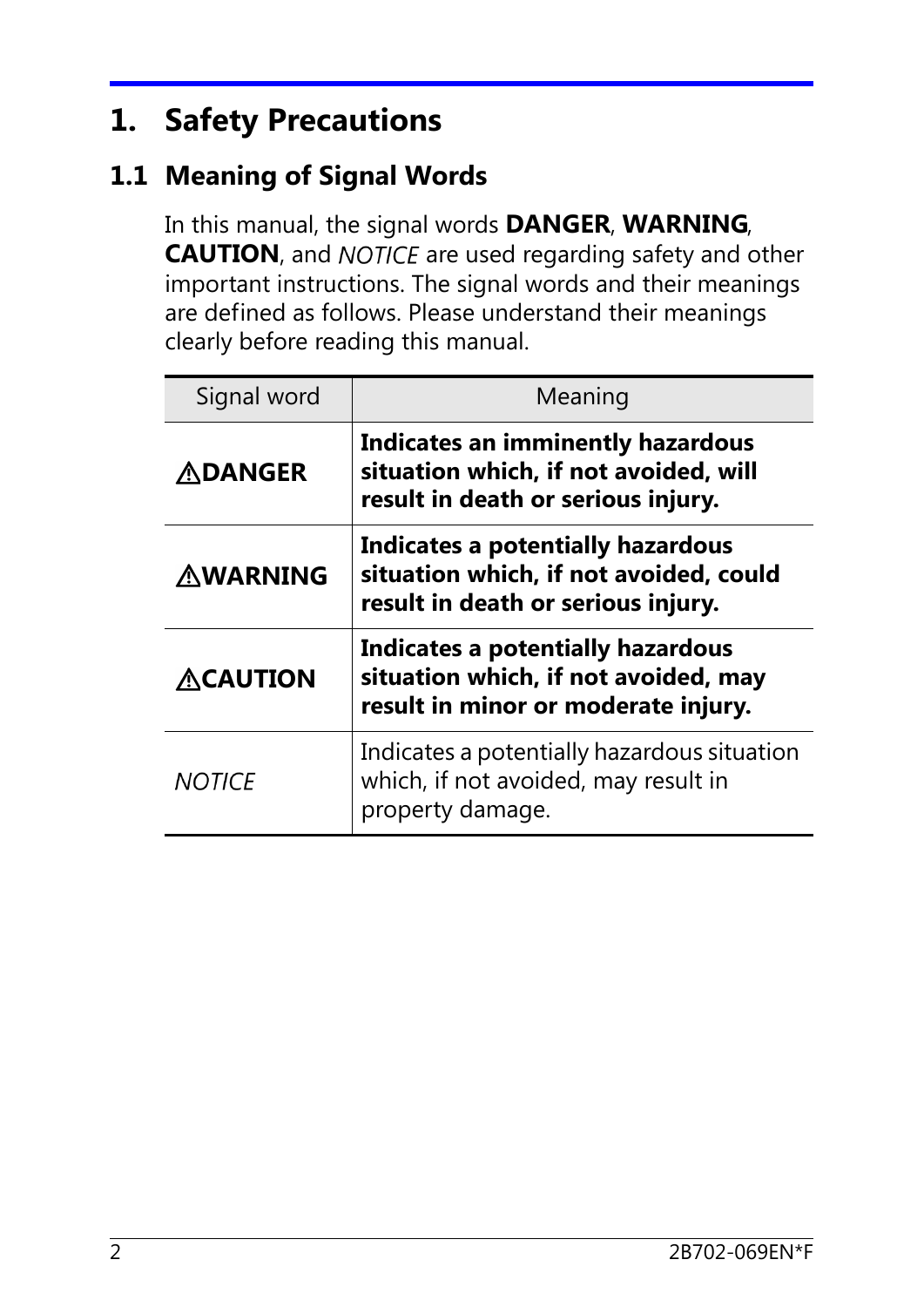# 1. Safety Precautions

## 1.1 Meaning of Signal Words

In this manual, the signal words **DANGER**, **WARNING**, **CAUTION**, and *NOTICE* are used regarding safety and other important instructions. The signal words and their meanings are defined as follows. Please understand their meanings clearly before reading this manual.

| Signal word | Meaning |
|---|---|
| **⚠DANGER** | **Indicates an imminently hazardous situation which, if not avoided, will result in death or serious injury.** |
| **⚠WARNING** | **Indicates a potentially hazardous situation which, if not avoided, could result in death or serious injury.** |
| **⚠CAUTION** | **Indicates a potentially hazardous situation which, if not avoided, may result in minor or moderate injury.** |
| *NOTICE* | Indicates a potentially hazardous situation which, if not avoided, may result in property damage. |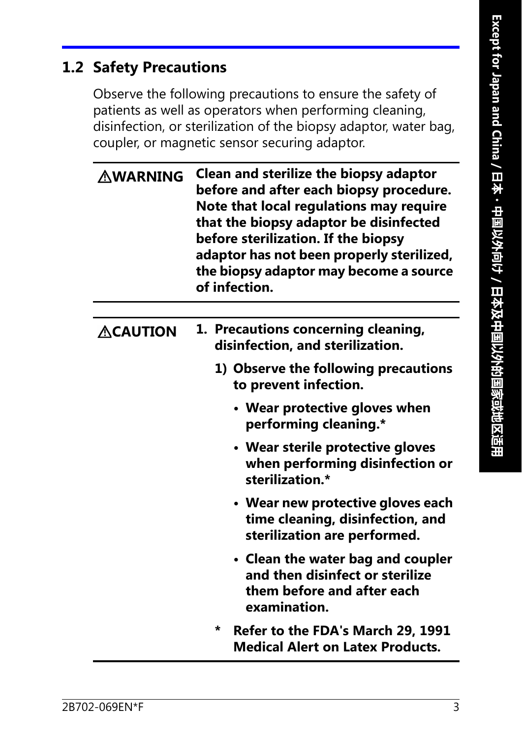## 1.2 Safety Precautions

Observe the following precautions to ensure the safety of patients as well as operators when performing cleaning, disinfection, or sterilization of the biopsy adaptor, water bag, coupler, or magnetic sensor securing adaptor.

| | |
|---|---|
| ⚠**WARNING** | **Clean and sterilize the biopsy adaptor before and after each biopsy procedure. Note that local regulations may require that the biopsy adaptor be disinfected before sterilization. If the biopsy adaptor has not been properly sterilized, the biopsy adaptor may become a source of infection.** |

⚠**CAUTION**

**1. Precautions concerning cleaning, disinfection, and sterilization.**

**1) Observe the following precautions to prevent infection.**

- **Wear protective gloves when performing cleaning.***
- **Wear sterile protective gloves when performing disinfection or sterilization.***
- **Wear new protective gloves each time cleaning, disinfection, and sterilization are performed.**
- **Clean the water bag and coupler and then disinfect or sterilize them before and after each examination.**

**\* Refer to the FDA's March 29, 1991 Medical Alert on Latex Products.**

Except for Japan and China / 日本・中国以外向け / 日本及中国以外的国家或地区适用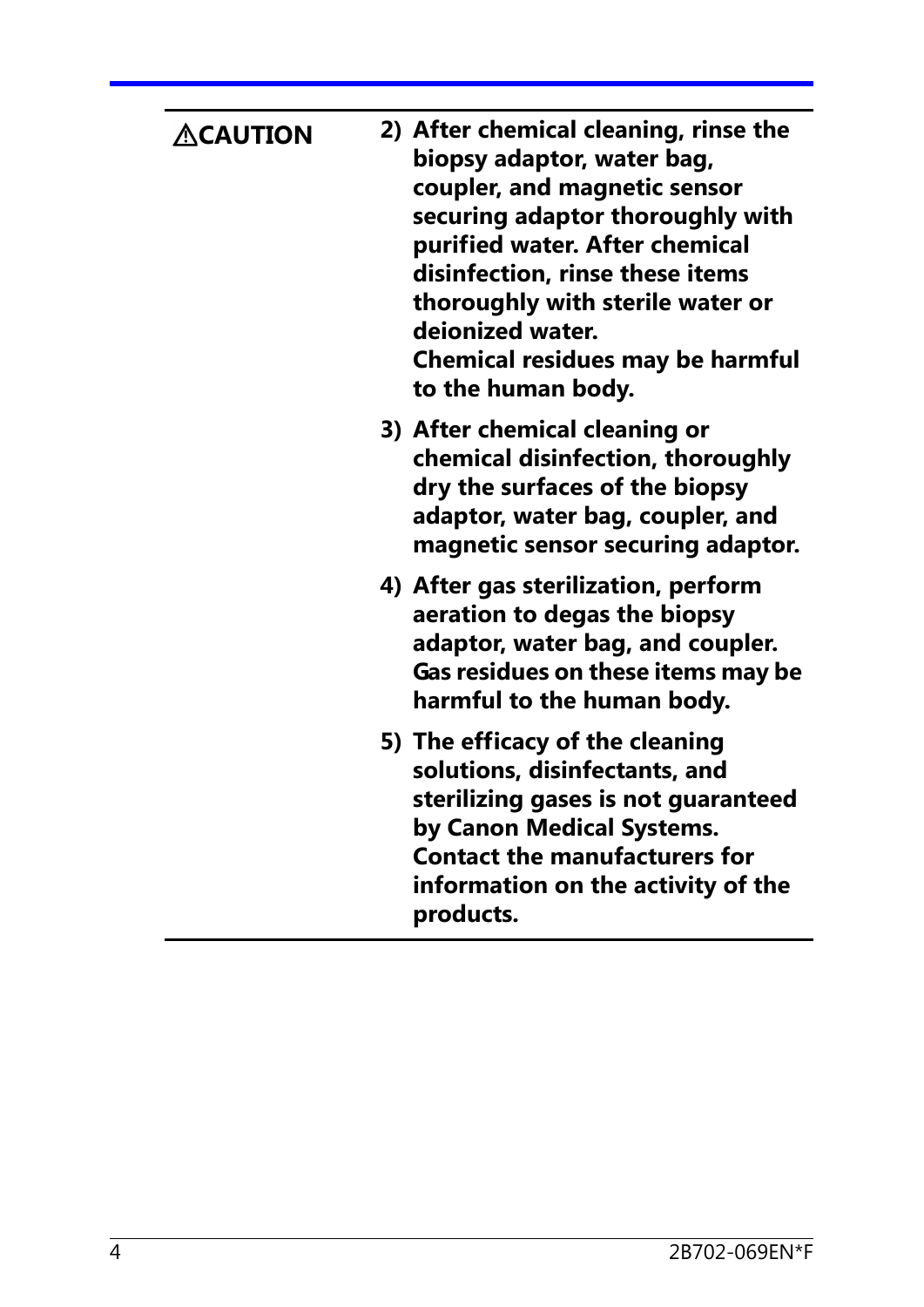**⚠CAUTION**

2) **After chemical cleaning, rinse the biopsy adaptor, water bag, coupler, and magnetic sensor securing adaptor thoroughly with purified water. After chemical disinfection, rinse these items thoroughly with sterile water or deionized water.**
   **Chemical residues may be harmful to the human body.**

3) **After chemical cleaning or chemical disinfection, thoroughly dry the surfaces of the biopsy adaptor, water bag, coupler, and magnetic sensor securing adaptor.**

4) **After gas sterilization, perform aeration to degas the biopsy adaptor, water bag, and coupler.**
   **Gas residues on these items may be harmful to the human body.**

5) **The efficacy of the cleaning solutions, disinfectants, and sterilizing gases is not guaranteed by Canon Medical Systems.**
   **Contact the manufacturers for information on the activity of the products.**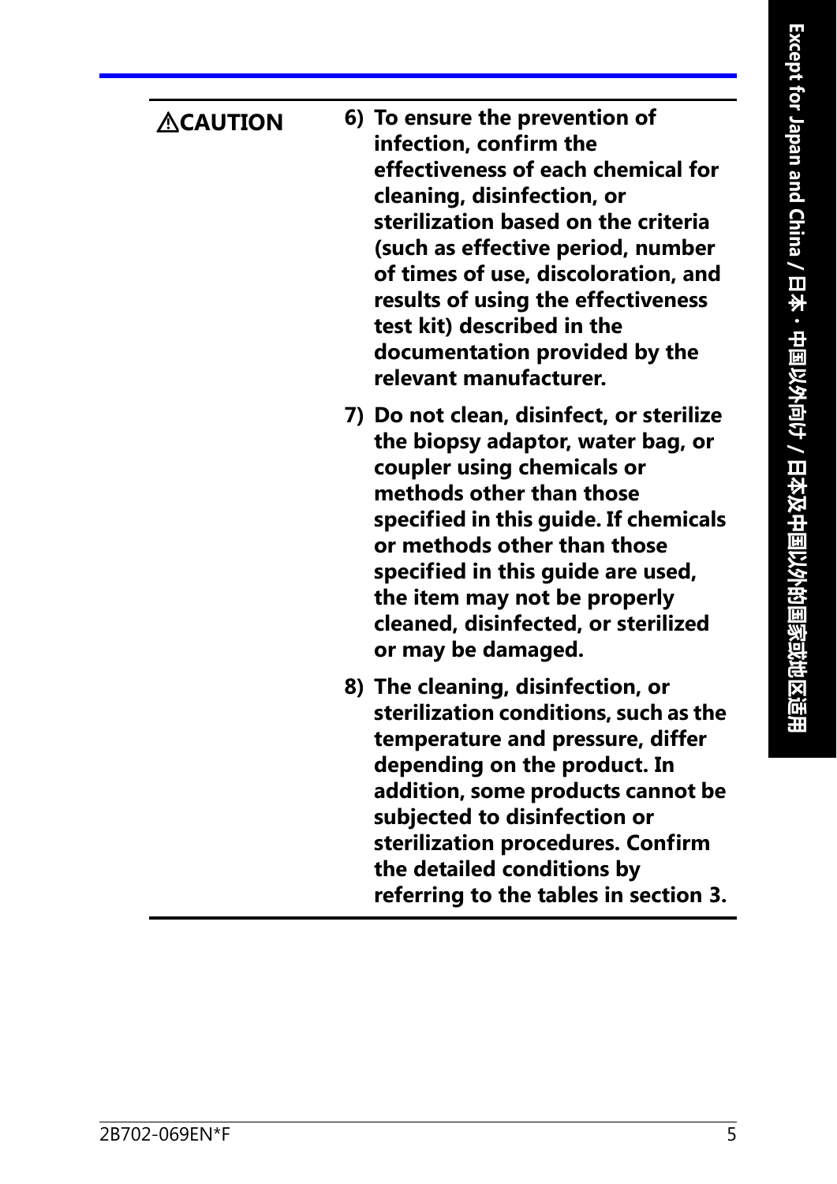**⚠CAUTION**

6) **To ensure the prevention of infection, confirm the effectiveness of each chemical for cleaning, disinfection, or sterilization based on the criteria (such as effective period, number of times of use, discoloration, and results of using the effectiveness test kit) described in the documentation provided by the relevant manufacturer.**

7) **Do not clean, disinfect, or sterilize the biopsy adaptor, water bag, or coupler using chemicals or methods other than those specified in this guide. If chemicals or methods other than those specified in this guide are used, the item may not be properly cleaned, disinfected, or sterilized or may be damaged.**

8) **The cleaning, disinfection, or sterilization conditions, such as the temperature and pressure, differ depending on the product. In addition, some products cannot be subjected to disinfection or sterilization procedures. Confirm the detailed conditions by referring to the tables in section 3.**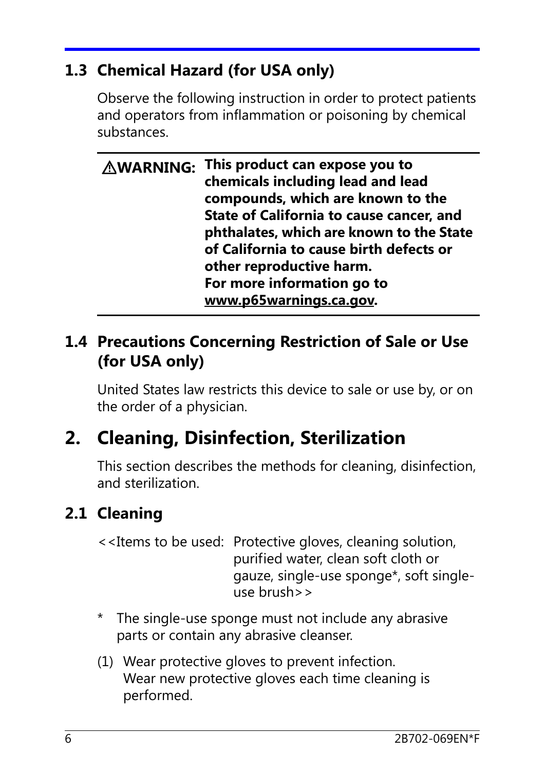## 1.3 Chemical Hazard (for USA only)

Observe the following instruction in order to protect patients and operators from inflammation or poisoning by chemical substances.

---

**⚠WARNING: This product can expose you to chemicals including lead and lead compounds, which are known to the State of California to cause cancer, and phthalates, which are known to the State of California to cause birth defects or other reproductive harm.**
**For more information go to [www.p65warnings.ca.gov](http://www.p65warnings.ca.gov).**

---

## 1.4 Precautions Concerning Restriction of Sale or Use (for USA only)

United States law restricts this device to sale or use by, or on the order of a physician.

# 2. Cleaning, Disinfection, Sterilization

This section describes the methods for cleaning, disinfection, and sterilization.

## 2.1 Cleaning

<<Items to be used: Protective gloves, cleaning solution, purified water, clean soft cloth or gauze, single-use sponge*, soft single-use brush>>

\* The single-use sponge must not include any abrasive parts or contain any abrasive cleanser.

(1) Wear protective gloves to prevent infection.
Wear new protective gloves each time cleaning is performed.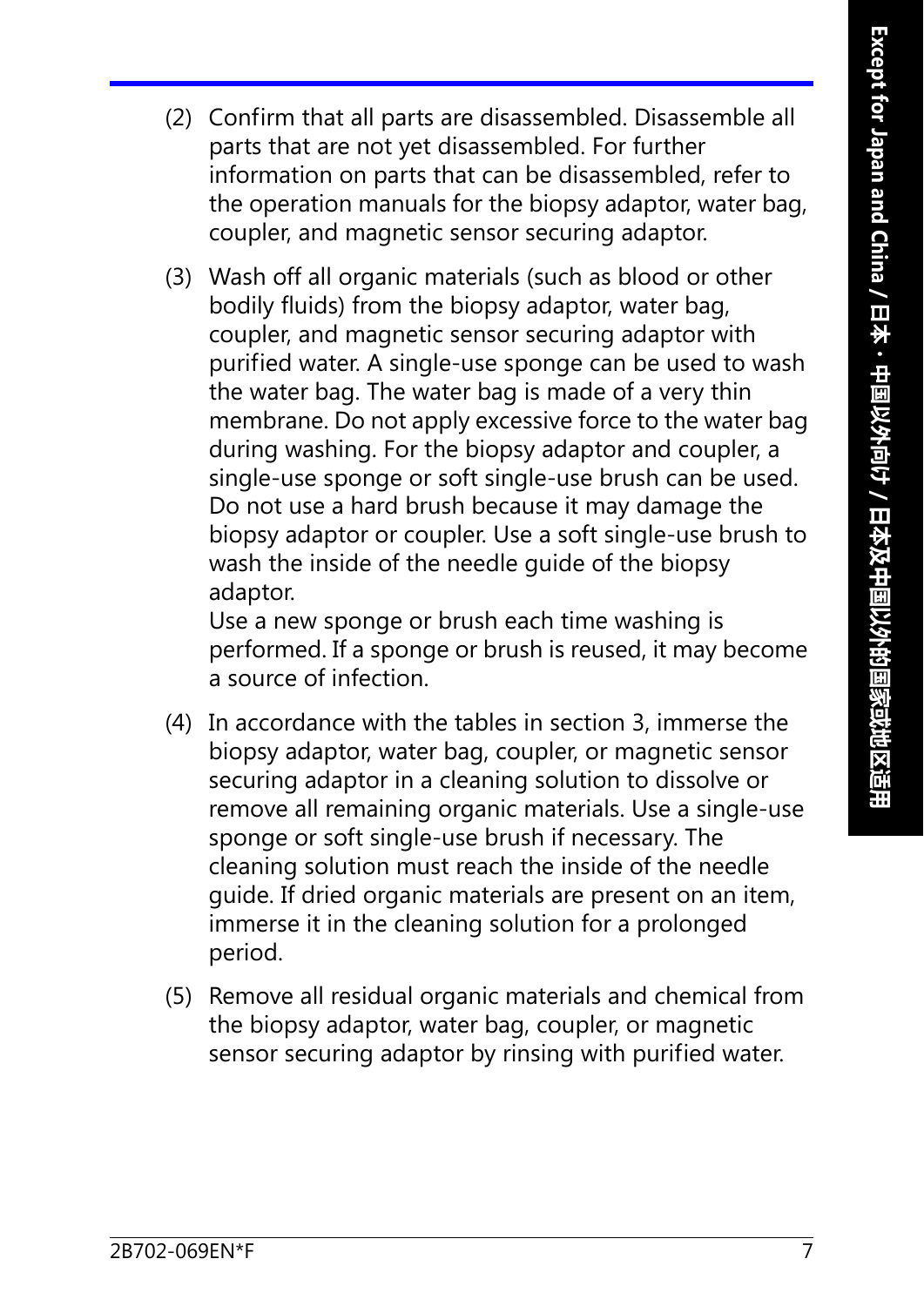(2) Confirm that all parts are disassembled. Disassemble all parts that are not yet disassembled. For further information on parts that can be disassembled, refer to the operation manuals for the biopsy adaptor, water bag, coupler, and magnetic sensor securing adaptor.

(3) Wash off all organic materials (such as blood or other bodily fluids) from the biopsy adaptor, water bag, coupler, and magnetic sensor securing adaptor with purified water. A single-use sponge can be used to wash the water bag. The water bag is made of a very thin membrane. Do not apply excessive force to the water bag during washing. For the biopsy adaptor and coupler, a single-use sponge or soft single-use brush can be used. Do not use a hard brush because it may damage the biopsy adaptor or coupler. Use a soft single-use brush to wash the inside of the needle guide of the biopsy adaptor.
Use a new sponge or brush each time washing is performed. If a sponge or brush is reused, it may become a source of infection.

(4) In accordance with the tables in section 3, immerse the biopsy adaptor, water bag, coupler, or magnetic sensor securing adaptor in a cleaning solution to dissolve or remove all remaining organic materials. Use a single-use sponge or soft single-use brush if necessary. The cleaning solution must reach the inside of the needle guide. If dried organic materials are present on an item, immerse it in the cleaning solution for a prolonged period.

(5) Remove all residual organic materials and chemical from the biopsy adaptor, water bag, coupler, or magnetic sensor securing adaptor by rinsing with purified water.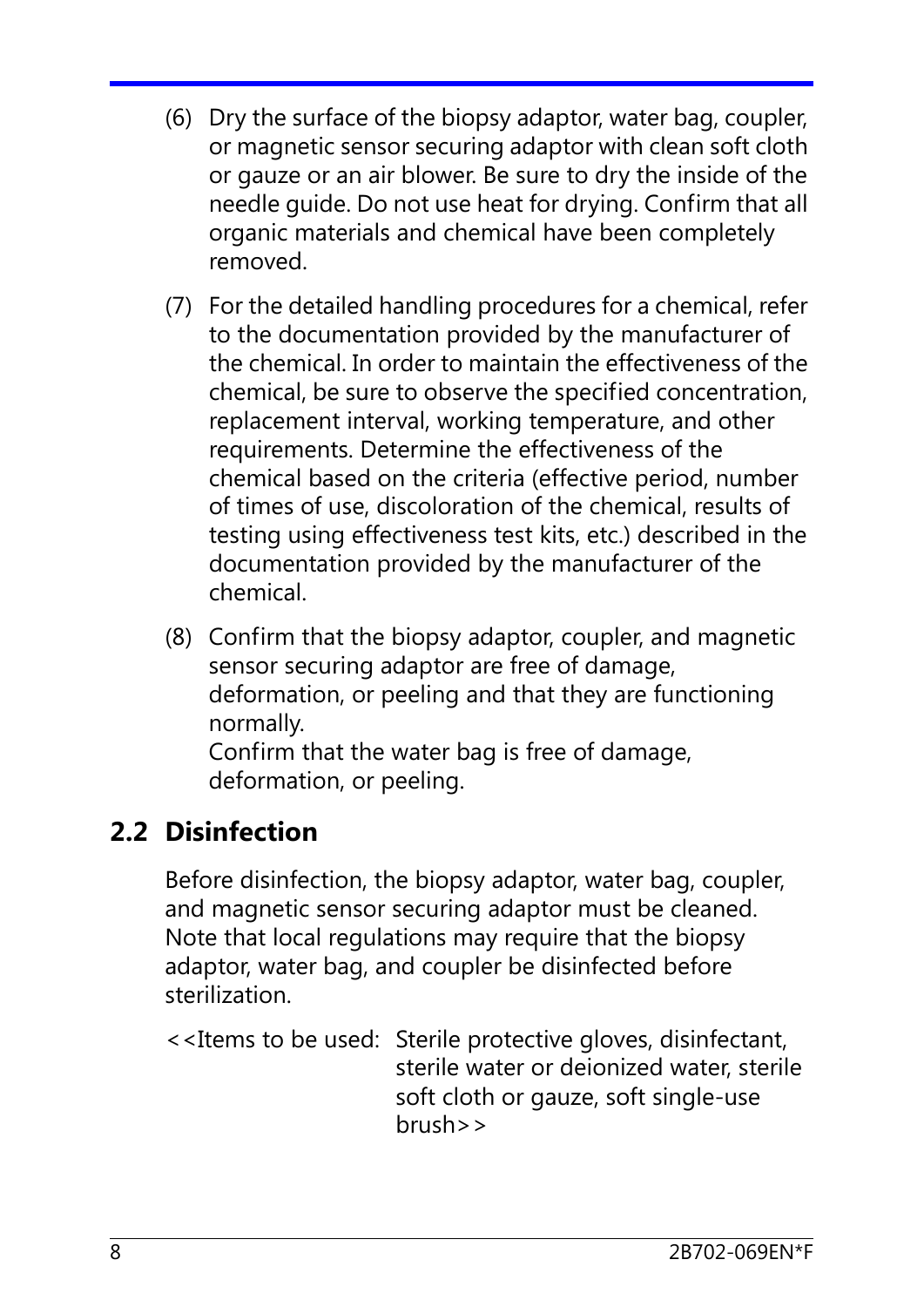(6) Dry the surface of the biopsy adaptor, water bag, coupler, or magnetic sensor securing adaptor with clean soft cloth or gauze or an air blower. Be sure to dry the inside of the needle guide. Do not use heat for drying. Confirm that all organic materials and chemical have been completely removed.

(7) For the detailed handling procedures for a chemical, refer to the documentation provided by the manufacturer of the chemical. In order to maintain the effectiveness of the chemical, be sure to observe the specified concentration, replacement interval, working temperature, and other requirements. Determine the effectiveness of the chemical based on the criteria (effective period, number of times of use, discoloration of the chemical, results of testing using effectiveness test kits, etc.) described in the documentation provided by the manufacturer of the chemical.

(8) Confirm that the biopsy adaptor, coupler, and magnetic sensor securing adaptor are free of damage, deformation, or peeling and that they are functioning normally.
Confirm that the water bag is free of damage, deformation, or peeling.

## 2.2 Disinfection

Before disinfection, the biopsy adaptor, water bag, coupler, and magnetic sensor securing adaptor must be cleaned. Note that local regulations may require that the biopsy adaptor, water bag, and coupler be disinfected before sterilization.

<<Items to be used: Sterile protective gloves, disinfectant, sterile water or deionized water, sterile soft cloth or gauze, soft single-use brush>>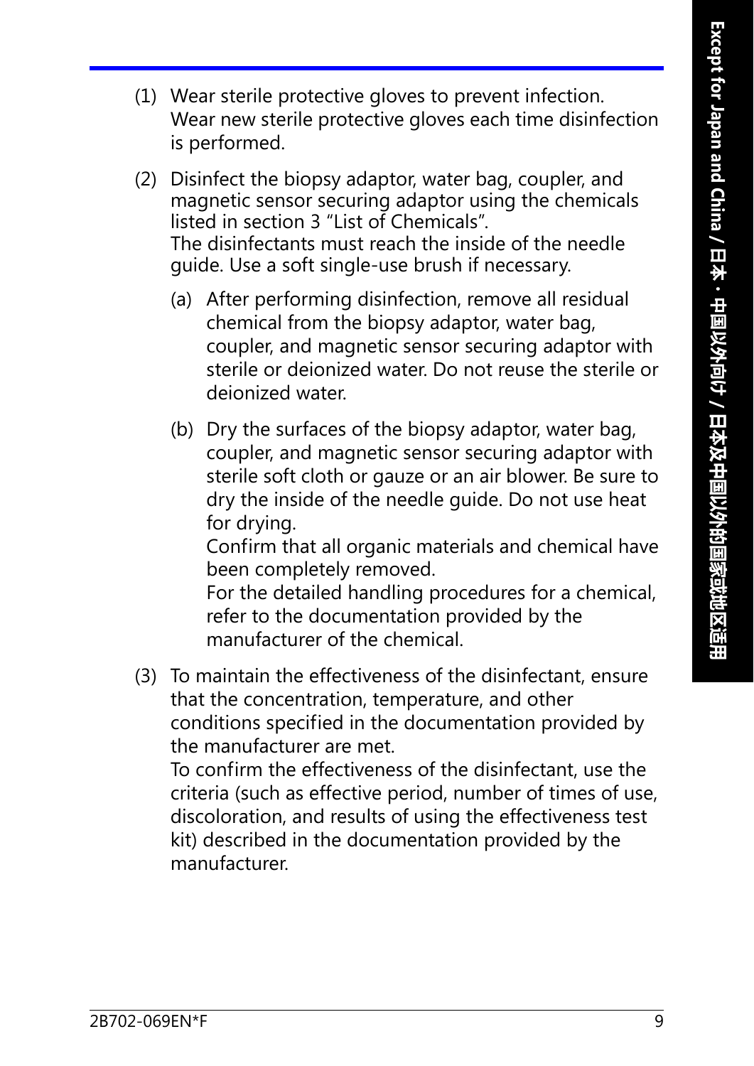(1) Wear sterile protective gloves to prevent infection.
Wear new sterile protective gloves each time disinfection is performed.

(2) Disinfect the biopsy adaptor, water bag, coupler, and magnetic sensor securing adaptor using the chemicals listed in section 3 “List of Chemicals”.
The disinfectants must reach the inside of the needle guide. Use a soft single-use brush if necessary.

   (a) After performing disinfection, remove all residual chemical from the biopsy adaptor, water bag, coupler, and magnetic sensor securing adaptor with sterile or deionized water. Do not reuse the sterile or deionized water.

   (b) Dry the surfaces of the biopsy adaptor, water bag, coupler, and magnetic sensor securing adaptor with sterile soft cloth or gauze or an air blower. Be sure to dry the inside of the needle guide. Do not use heat for drying.
   Confirm that all organic materials and chemical have been completely removed.
   For the detailed handling procedures for a chemical, refer to the documentation provided by the manufacturer of the chemical.

(3) To maintain the effectiveness of the disinfectant, ensure that the concentration, temperature, and other conditions specified in the documentation provided by the manufacturer are met.
To confirm the effectiveness of the disinfectant, use the criteria (such as effective period, number of times of use, discoloration, and results of using the effectiveness test kit) described in the documentation provided by the manufacturer.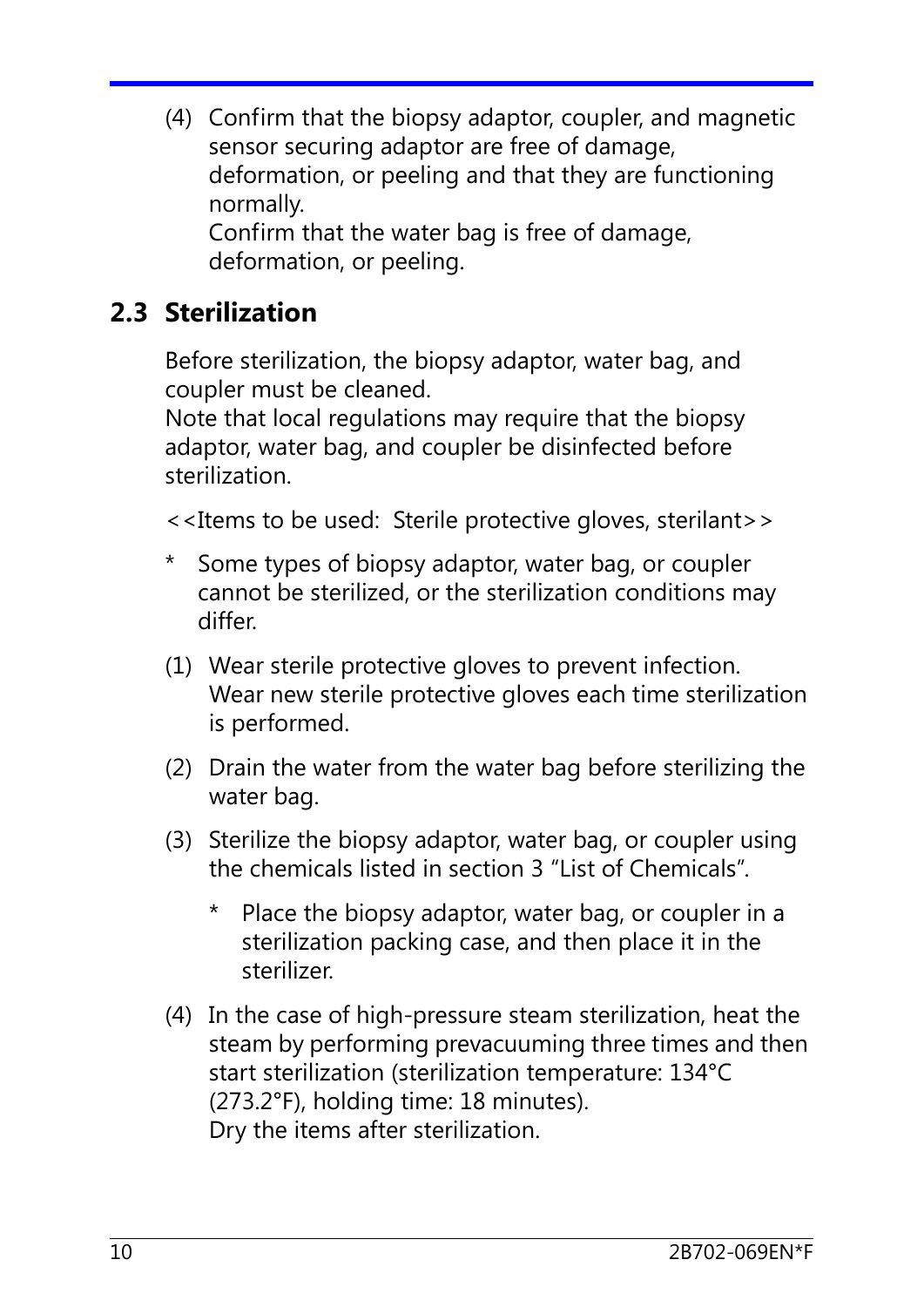(4) Confirm that the biopsy adaptor, coupler, and magnetic sensor securing adaptor are free of damage, deformation, or peeling and that they are functioning normally.
Confirm that the water bag is free of damage, deformation, or peeling.

## 2.3 Sterilization

Before sterilization, the biopsy adaptor, water bag, and coupler must be cleaned.
Note that local regulations may require that the biopsy adaptor, water bag, and coupler be disinfected before sterilization.

<<Items to be used: Sterile protective gloves, sterilant>>

* Some types of biopsy adaptor, water bag, or coupler cannot be sterilized, or the sterilization conditions may differ.

(1) Wear sterile protective gloves to prevent infection.
Wear new sterile protective gloves each time sterilization is performed.

(2) Drain the water from the water bag before sterilizing the water bag.

(3) Sterilize the biopsy adaptor, water bag, or coupler using the chemicals listed in section 3 “List of Chemicals”.

   * Place the biopsy adaptor, water bag, or coupler in a sterilization packing case, and then place it in the sterilizer.

(4) In the case of high-pressure steam sterilization, heat the steam by performing prevacuuming three times and then start sterilization (sterilization temperature: 134°C (273.2°F), holding time: 18 minutes).
Dry the items after sterilization.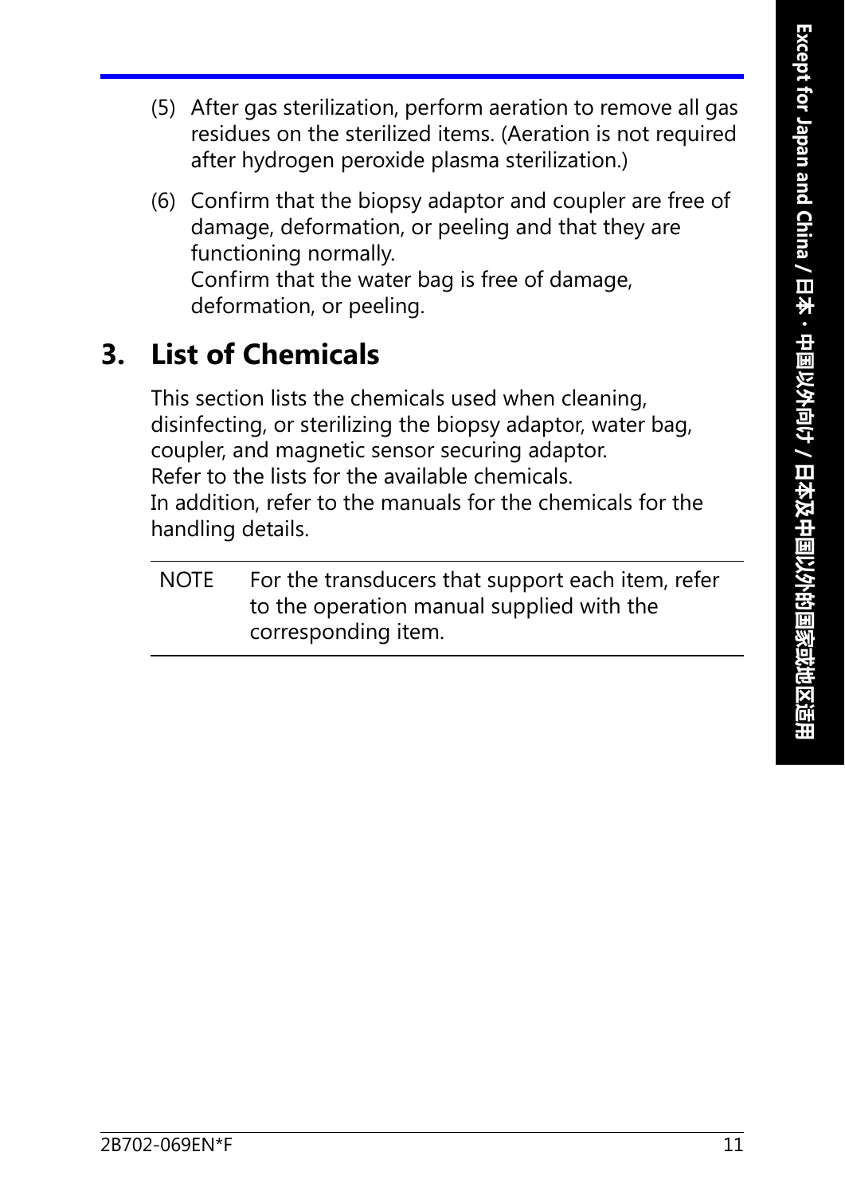(5) After gas sterilization, perform aeration to remove all gas residues on the sterilized items. (Aeration is not required after hydrogen peroxide plasma sterilization.)

(6) Confirm that the biopsy adaptor and coupler are free of damage, deformation, or peeling and that they are functioning normally.
Confirm that the water bag is free of damage, deformation, or peeling.

## 3. List of Chemicals

This section lists the chemicals used when cleaning, disinfecting, or sterilizing the biopsy adaptor, water bag, coupler, and magnetic sensor securing adaptor.
Refer to the lists for the available chemicals.
In addition, refer to the manuals for the chemicals for the handling details.

| NOTE | For the transducers that support each item, refer to the operation manual supplied with the corresponding item. |
|---|---|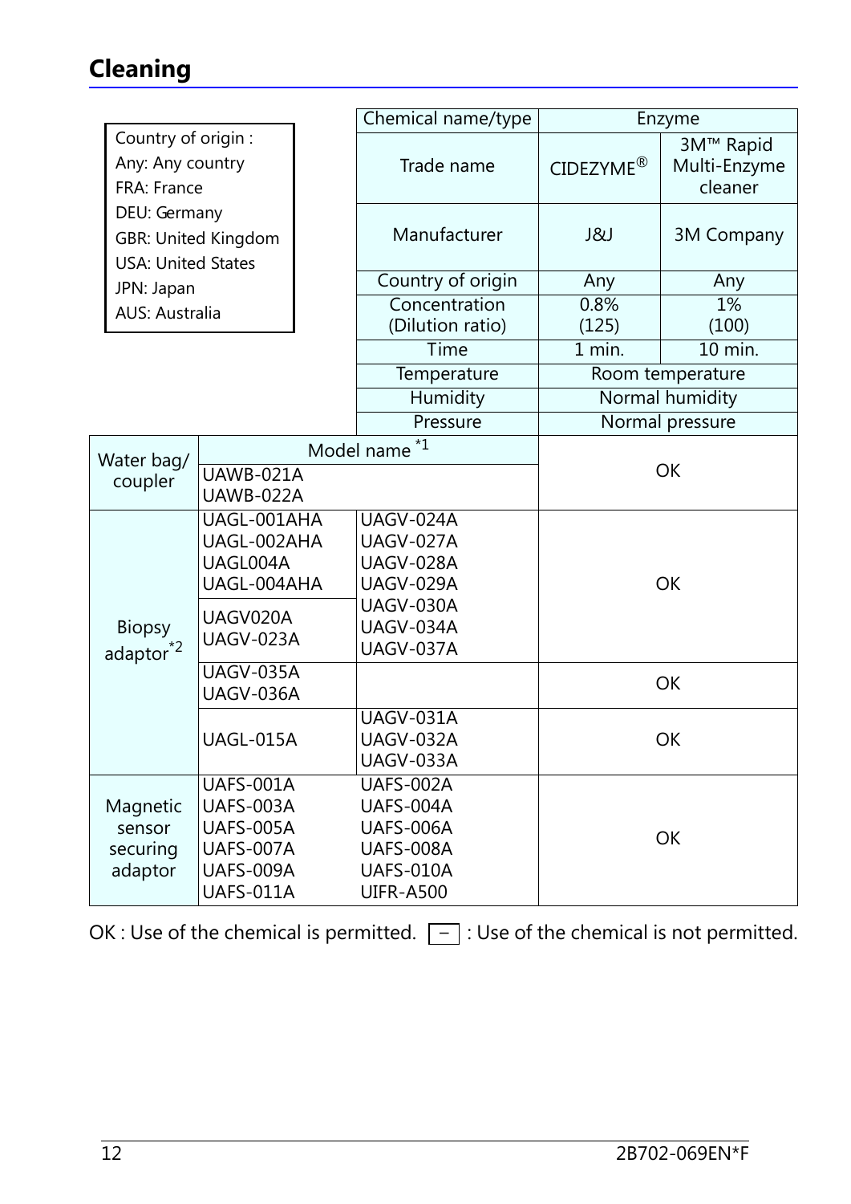## Cleaning

| Country of origin : |
|---|
| Any: Any country |
| FRA: France |
| DEU: Germany |
| GBR: United Kingdom |
| USA: United States |
| JPN: Japan |
| AUS: Australia |

| | | | Enzyme | |
|---|---|---|---|---|
| | | Chemical name/type | Enzyme | |
| | | Trade name | CIDEZYME® | 3M™ Rapid Multi-Enzyme cleaner |
| | | Manufacturer | J&J | 3M Company |
| | | Country of origin | Any | Any |
| | | Concentration (Dilution ratio) | 0.8% (125) | 1% (100) |
| | | Time | 1 min. | 10 min. |
| | | Temperature | Room temperature | |
| | | Humidity | Normal humidity | |
| | | Pressure | Normal pressure | |
| Water bag/ coupler | Model name *1 | | | |
| | UAWB-021A UAWB-022A | | OK | |
| Biopsy adaptor*2 | UAGL-001AHA UAGL-002AHA UAGL004A UAGL-004AHA | UAGV-024A UAGV-027A UAGV-028A UAGV-029A UAGV-030A UAGV-034A UAGV-037A | OK | |
| | UAGV020A UAGV-023A | | | |
| | UAGV-035A UAGV-036A | | OK | |
| | UAGL-015A | UAGV-031A UAGV-032A UAGV-033A | OK | |
| Magnetic sensor securing adaptor | UAFS-001A UAFS-003A UAFS-005A UAFS-007A UAFS-009A UAFS-011A | UAFS-002A UAFS-004A UAFS-006A UAFS-008A UAFS-010A UIFR-A500 | OK | |

OK : Use of the chemical is permitted. [ − ] : Use of the chemical is not permitted.

2B702-069EN*F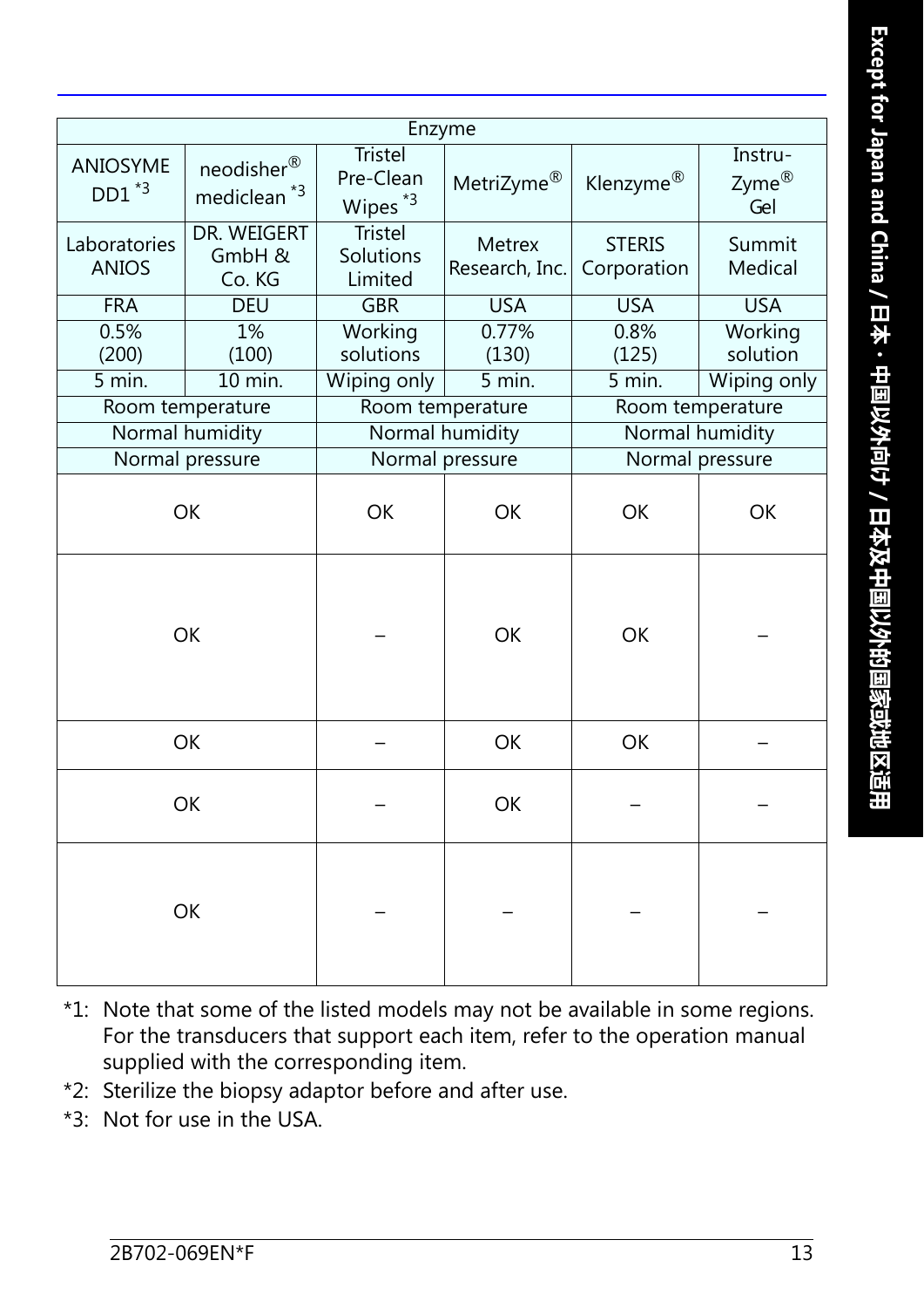| Enzyme | | | | | |
|---|---|---|---|---|---|
| ANIOSYME DD1 *3 | neodisher® mediclean *3 | Tristel Pre-Clean Wipes *3 | MetriZyme® | Klenzyme® | Instru-Zyme® Gel |
| Laboratories ANIOS | DR. WEIGERT GmbH & Co. KG | Tristel Solutions Limited | Metrex Research, Inc. | STERIS Corporation | Summit Medical |
| FRA | DEU | GBR | USA | USA | USA |
| 0.5% (200) | 1% (100) | Working solutions | 0.77% (130) | 0.8% (125) | Working solution |
| 5 min. | 10 min. | Wiping only | 5 min. | 5 min. | Wiping only |
| Room temperature | | Room temperature | | Room temperature | |
| Normal humidity | | Normal humidity | | Normal humidity | |
| Normal pressure | | Normal pressure | | Normal pressure | |
| OK | | OK | OK | OK | OK |
| OK | | – | OK | OK | – |
| OK | | – | OK | OK | – |
| OK | | – | OK | – | – |
| OK | | – | – | – | – |

*1: Note that some of the listed models may not be available in some regions. For the transducers that support each item, refer to the operation manual supplied with the corresponding item.

*2: Sterilize the biopsy adaptor before and after use.

*3: Not for use in the USA.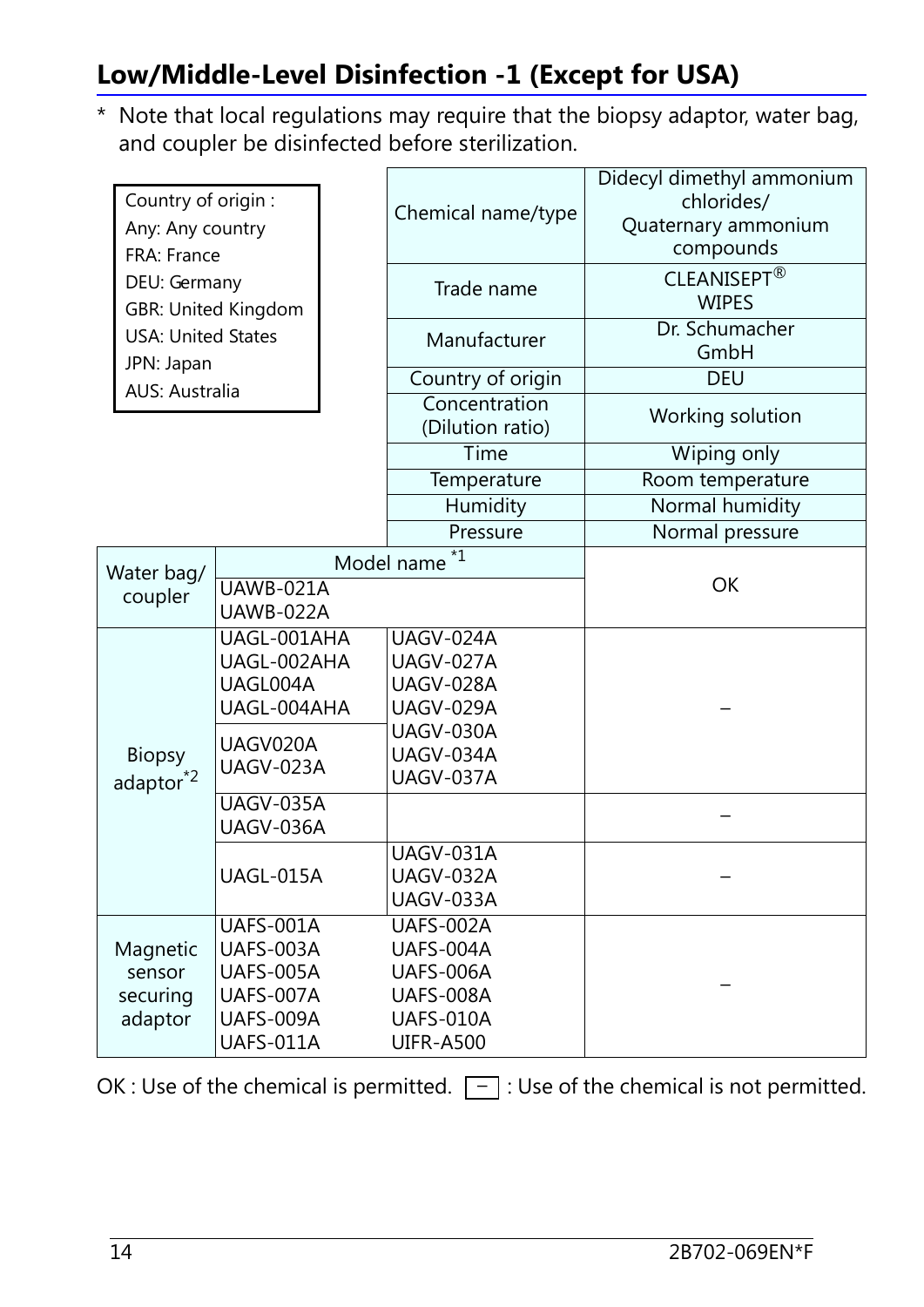## Low/Middle-Level Disinfection -1 (Except for USA)

\* Note that local regulations may require that the biopsy adaptor, water bag, and coupler be disinfected before sterilization.

Country of origin :
Any: Any country
FRA: France
DEU: Germany
GBR: United Kingdom
USA: United States
JPN: Japan
AUS: Australia

| | | | |
|---|---|---|---|
| | | Chemical name/type | Didecyl dimethyl ammonium chlorides/ Quaternary ammonium compounds |
| | | Trade name | CLEANISEPT® WIPES |
| | | Manufacturer | Dr. Schumacher GmbH |
| | | Country of origin | DEU |
| | | Concentration (Dilution ratio) | Working solution |
| | | Time | Wiping only |
| | | Temperature | Room temperature |
| | | Humidity | Normal humidity |
| | | Pressure | Normal pressure |
| Water bag/ coupler | Model name [*1] | | OK |
| | UAWB-021A UAWB-022A | | |
| Biopsy adaptor[*2] | UAGL-001AHA UAGL-002AHA UAGL004A UAGL-004AHA | UAGV-024A UAGV-027A UAGV-028A UAGV-029A UAGV-030A UAGV-034A UAGV-037A | – |
| | UAGV020A UAGV-023A | | |
| | UAGV-035A UAGV-036A | | – |
| | UAGL-015A | UAGV-031A UAGV-032A UAGV-033A | – |
| Magnetic sensor securing adaptor | UAFS-001A UAFS-003A UAFS-005A UAFS-007A UAFS-009A UAFS-011A | UAFS-002A UAFS-004A UAFS-006A UAFS-008A UAFS-010A UIFR-A500 | – |

OK : Use of the chemical is permitted. – : Use of the chemical is not permitted.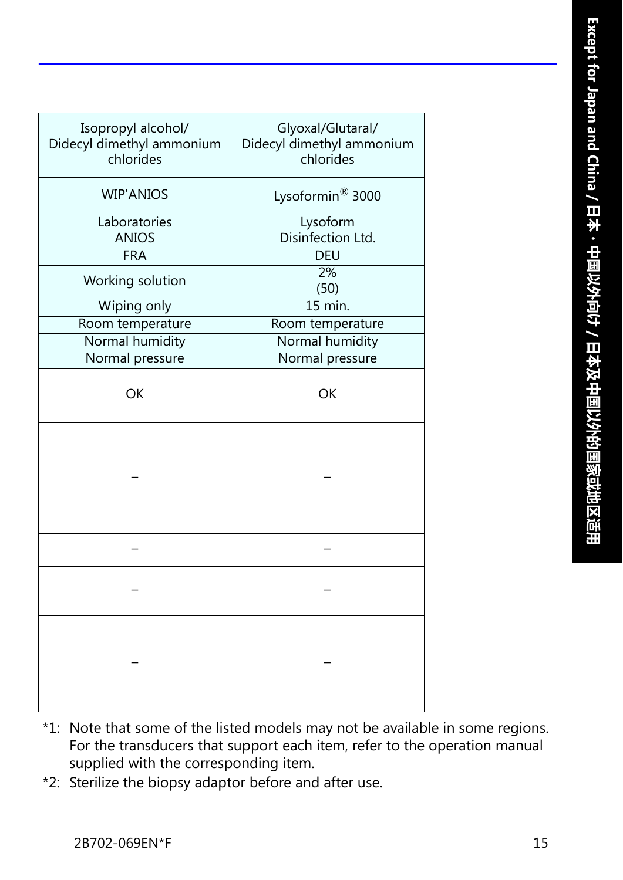| Isopropyl alcohol/ Didecyl dimethyl ammonium chlorides | Glyoxal/Glutaral/ Didecyl dimethyl ammonium chlorides |
|---|---|
| WIP'ANIOS | Lysoformin® 3000 |
| Laboratories ANIOS | Lysoform Disinfection Ltd. |
| FRA | DEU |
| Working solution | 2% (50) |
| Wiping only | 15 min. |
| Room temperature | Room temperature |
| Normal humidity | Normal humidity |
| Normal pressure | Normal pressure |
| OK | OK |
| – | – |
| – | – |
| – | – |
| – | – |

*1: Note that some of the listed models may not be available in some regions. For the transducers that support each item, refer to the operation manual supplied with the corresponding item.

*2: Sterilize the biopsy adaptor before and after use.

Except for Japan and China / 日本・中国以外向け / 日本及中国以外的国家或地区适用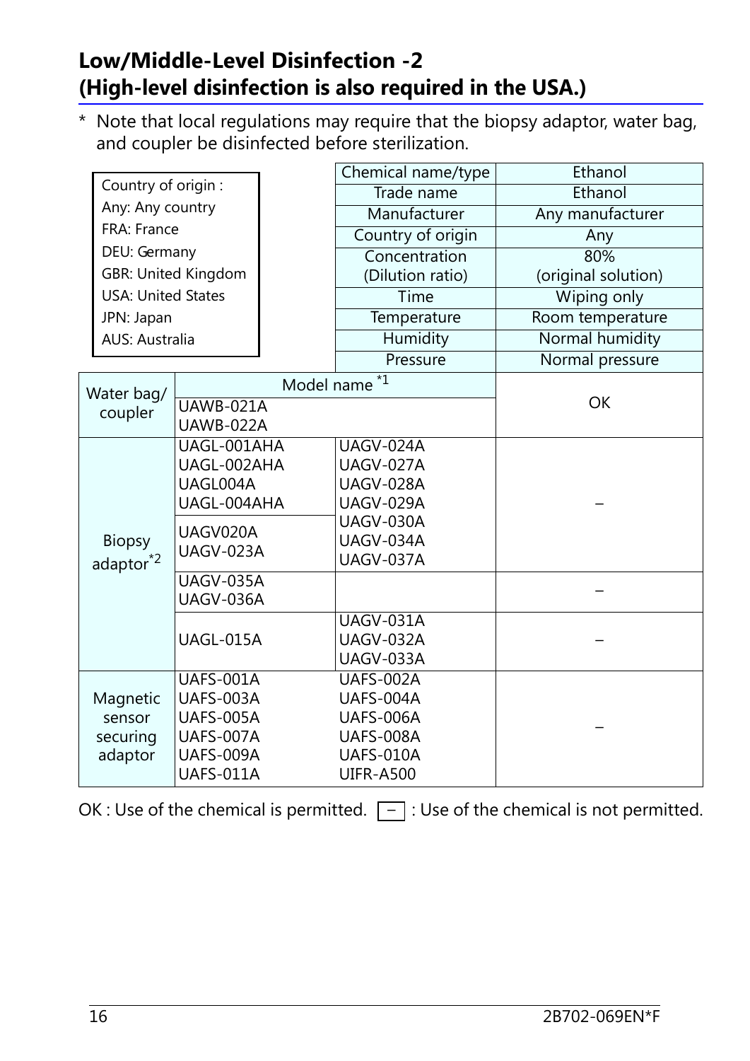## Low/Middle-Level Disinfection -2 (High-level disinfection is also required in the USA.)

\* Note that local regulations may require that the biopsy adaptor, water bag, and coupler be disinfected before sterilization.

| Country of origin : |
|---|
| Any: Any country |
| FRA: France |
| DEU: Germany |
| GBR: United Kingdom |
| USA: United States |
| JPN: Japan |
| AUS: Australia |

| | | Chemical name/type | Ethanol |
|---|---|---|---|
| | | Trade name | Ethanol |
| | | Manufacturer | Any manufacturer |
| | | Country of origin | Any |
| | | Concentration (Dilution ratio) | 80% (original solution) |
| | | Time | Wiping only |
| | | Temperature | Room temperature |
| | | Humidity | Normal humidity |
| | | Pressure | Normal pressure |
| Water bag/ coupler | Model name [*1] | | OK |
| | UAWB-021A<br>UAWB-022A | | |
| Biopsy adaptor[*2] | UAGL-001AHA<br>UAGL-002AHA<br>UAGL004A<br>UAGL-004AHA | UAGV-024A<br>UAGV-027A<br>UAGV-028A<br>UAGV-029A<br>UAGV-030A<br>UAGV-034A<br>UAGV-037A | – |
| | UAGV020A<br>UAGV-023A | | |
| | UAGV-035A<br>UAGV-036A | | – |
| | UAGL-015A | UAGV-031A<br>UAGV-032A<br>UAGV-033A | – |
| Magnetic sensor securing adaptor | UAFS-001A<br>UAFS-003A<br>UAFS-005A<br>UAFS-007A<br>UAFS-009A<br>UAFS-011A | UAFS-002A<br>UAFS-004A<br>UAFS-006A<br>UAFS-008A<br>UAFS-010A<br>UIFR-A500 | – |

OK : Use of the chemical is permitted. – : Use of the chemical is not permitted.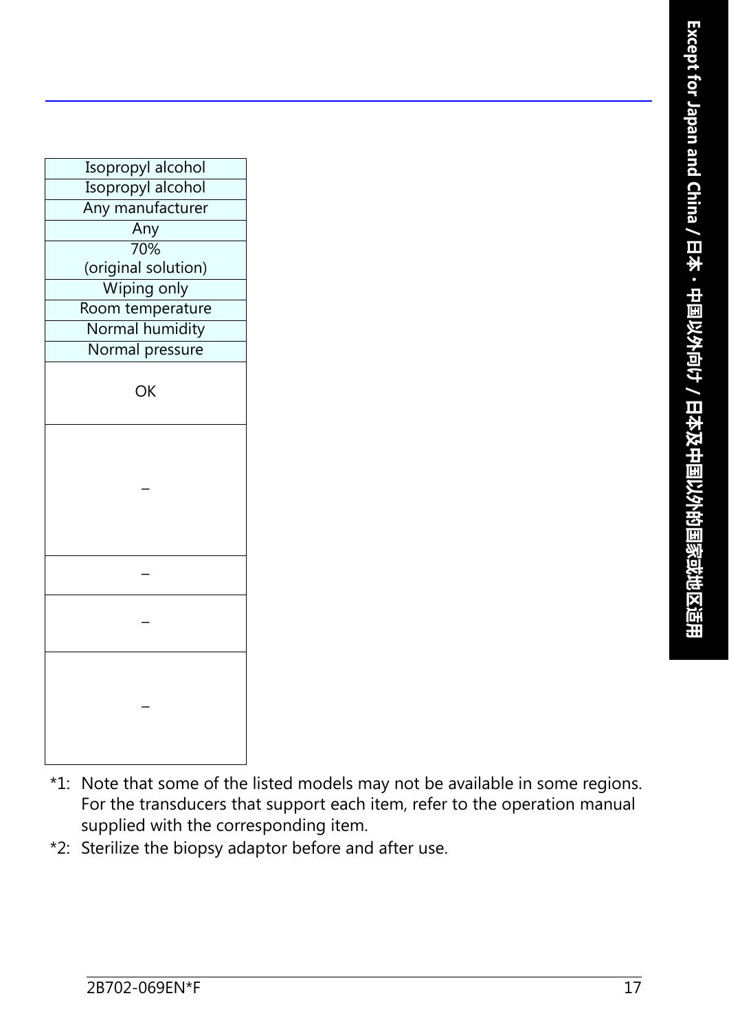| Isopropyl alcohol |
| --- |
| Isopropyl alcohol |
| Any manufacturer |
| Any |
| 70%<br>(original solution) |
| Wiping only |
| Room temperature |
| Normal humidity |
| Normal pressure |
| OK |
| – |
| – |
| – |
| – |

*1: Note that some of the listed models may not be available in some regions. For the transducers that support each item, refer to the operation manual supplied with the corresponding item.

*2: Sterilize the biopsy adaptor before and after use.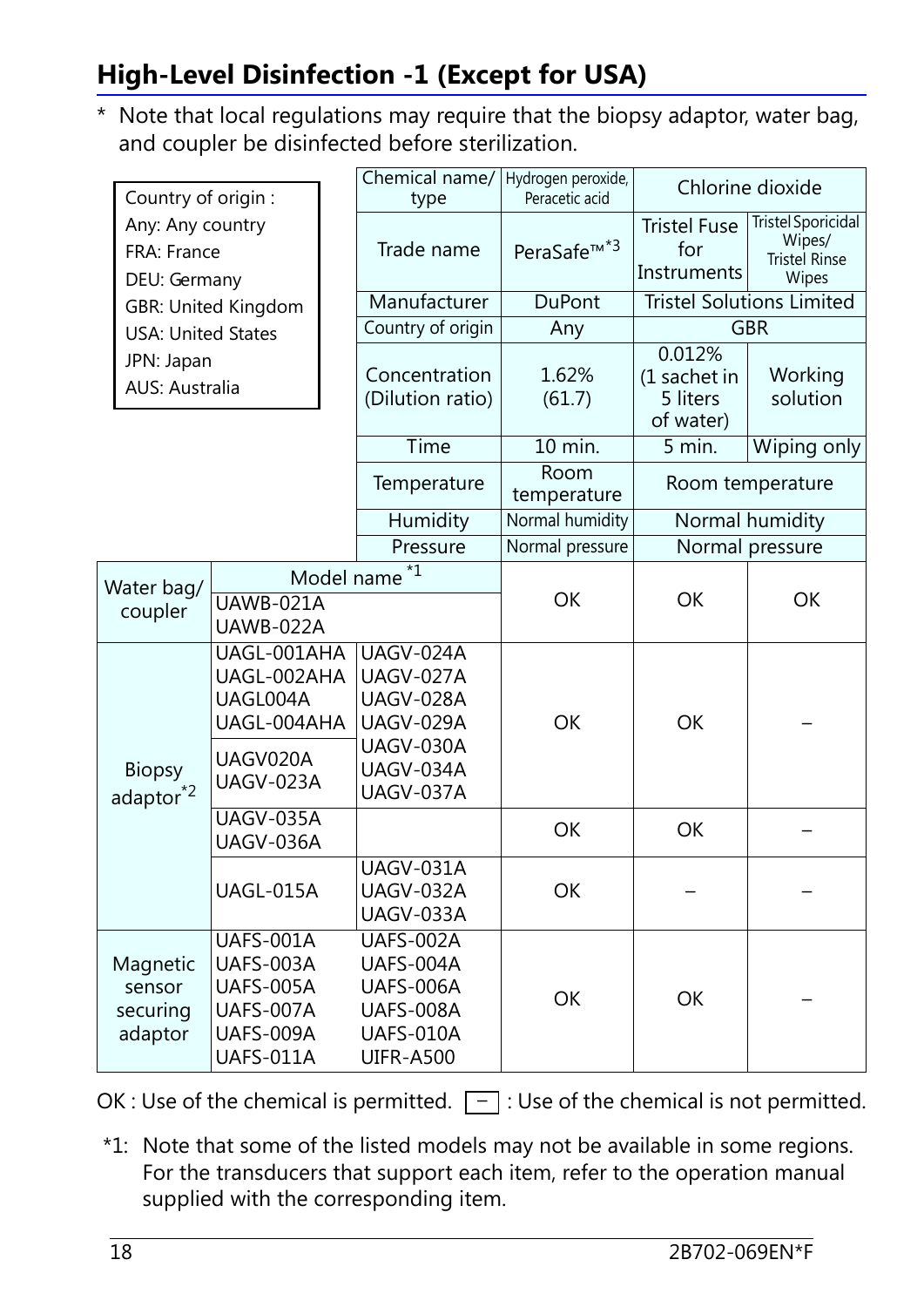## High-Level Disinfection -1 (Except for USA)

\* Note that local regulations may require that the biopsy adaptor, water bag, and coupler be disinfected before sterilization.

Country of origin :
Any: Any country
FRA: France
DEU: Germany
GBR: United Kingdom
USA: United States
JPN: Japan
AUS: Australia

| | | Chemical name/ type | Hydrogen peroxide, Peracetic acid | Chlorine dioxide | |
|---|---|---|---|---|---|
| | | Trade name | PeraSafe™*3 | Tristel Fuse for Instruments | Tristel Sporicidal Wipes/ Tristel Rinse Wipes |
| | | Manufacturer | DuPont | Tristel Solutions Limited | |
| | | Country of origin | Any | GBR | |
| | | Concentration (Dilution ratio) | 1.62% (61.7) | 0.012% (1 sachet in 5 liters of water) | Working solution |
| | | Time | 10 min. | 5 min. | Wiping only |
| | | Temperature | Room temperature | Room temperature | |
| | | Humidity | Normal humidity | Normal humidity | |
| | | Pressure | Normal pressure | Normal pressure | |
| Water bag/ coupler | Model name *1 UAWB-021A UAWB-022A | | OK | OK | OK |
| Biopsy adaptor*2 | UAGL-001AHA UAGL-002AHA UAGL004A UAGL-004AHA | UAGV-024A UAGV-027A UAGV-028A UAGV-029A UAGV-030A UAGV-034A UAGV-037A | OK | OK | – |
| | UAGV020A UAGV-023A | | | | |
| | UAGV-035A UAGV-036A | | OK | OK | – |
| | UAGL-015A | UAGV-031A UAGV-032A UAGV-033A | OK | – | – |
| Magnetic sensor securing adaptor | UAFS-001A UAFS-003A UAFS-005A UAFS-007A UAFS-009A UAFS-011A | UAFS-002A UAFS-004A UAFS-006A UAFS-008A UAFS-010A UIFR-A500 | OK | OK | – |

OK : Use of the chemical is permitted. – : Use of the chemical is not permitted.

\*1: Note that some of the listed models may not be available in some regions. For the transducers that support each item, refer to the operation manual supplied with the corresponding item.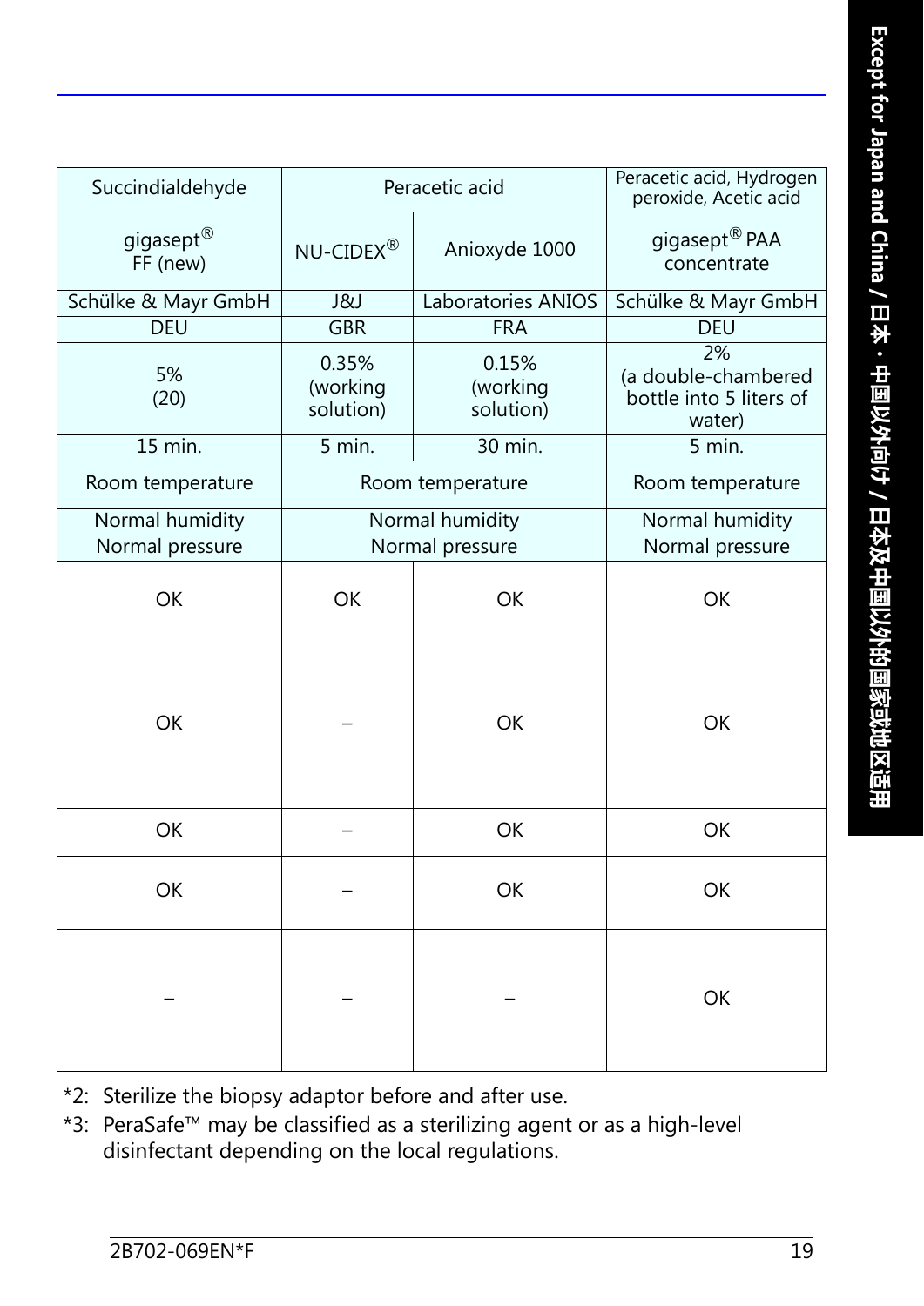| Succindialdehyde | Peracetic acid | | Peracetic acid, Hydrogen peroxide, Acetic acid |
|---|---|---|---|
| gigasept® FF (new) | NU-CIDEX® | Anioxyde 1000 | gigasept® PAA concentrate |
| Schülke & Mayr GmbH | J&J | Laboratories ANIOS | Schülke & Mayr GmbH |
| DEU | GBR | FRA | DEU |
| 5% (20) | 0.35% (working solution) | 0.15% (working solution) | 2% (a double-chambered bottle into 5 liters of water) |
| 15 min. | 5 min. | 30 min. | 5 min. |
| Room temperature | Room temperature | | Room temperature |
| Normal humidity | Normal humidity | | Normal humidity |
| Normal pressure | Normal pressure | | Normal pressure |
| OK | OK | OK | OK |
| OK | – | OK | OK |
| OK | – | OK | OK |
| OK | – | OK | OK |
| – | – | – | OK |

*2: Sterilize the biopsy adaptor before and after use.

*3: PeraSafe™ may be classified as a sterilizing agent or as a high-level disinfectant depending on the local regulations.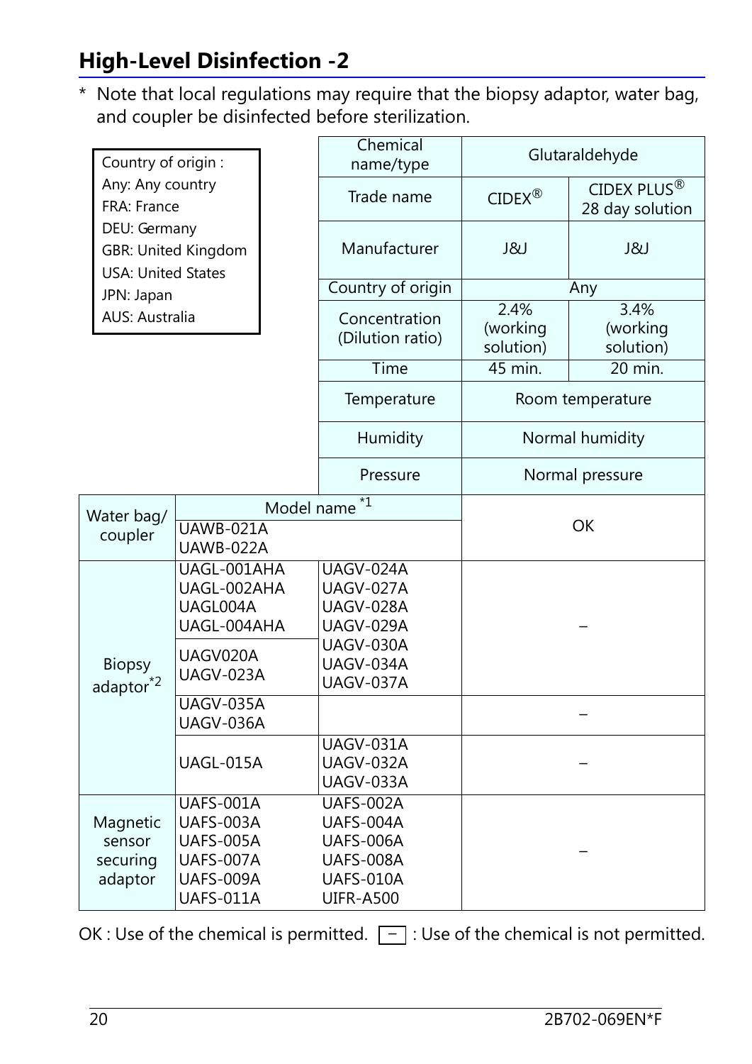## High-Level Disinfection -2

\* Note that local regulations may require that the biopsy adaptor, water bag, and coupler be disinfected before sterilization.

| Country of origin : |
|---|
| Any: Any country |
| FRA: France |
| DEU: Germany |
| GBR: United Kingdom |
| USA: United States |
| JPN: Japan |
| AUS: Australia |

| | | Chemical name/type | Glutaraldehyde | |
|---|---|---|---|---|
| | | Trade name | CIDEX® | CIDEX PLUS® 28 day solution |
| | | Manufacturer | J&J | J&J |
| | | Country of origin | Any | |
| | | Concentration (Dilution ratio) | 2.4% (working solution) | 3.4% (working solution) |
| | | Time | 45 min. | 20 min. |
| | | Temperature | Room temperature | |
| | | Humidity | Normal humidity | |
| | | Pressure | Normal pressure | |
| Water bag/ coupler | Model name [*1] | | OK | |
| | UAWB-021A<br>UAWB-022A | | | |
| Biopsy adaptor[*2] | UAGL-001AHA<br>UAGL-002AHA<br>UAGL004A<br>UAGL-004AHA | UAGV-024A<br>UAGV-027A<br>UAGV-028A<br>UAGV-029A<br>UAGV-030A<br>UAGV-034A<br>UAGV-037A | – | |
| | UAGV020A<br>UAGV-023A | | | |
| | UAGV-035A<br>UAGV-036A | | – | |
| | UAGL-015A | UAGV-031A<br>UAGV-032A<br>UAGV-033A | – | |
| Magnetic sensor securing adaptor | UAFS-001A<br>UAFS-003A<br>UAFS-005A<br>UAFS-007A<br>UAFS-009A<br>UAFS-011A | UAFS-002A<br>UAFS-004A<br>UAFS-006A<br>UAFS-008A<br>UAFS-010A<br>UIFR-A500 | – | |

OK : Use of the chemical is permitted. – : Use of the chemical is not permitted.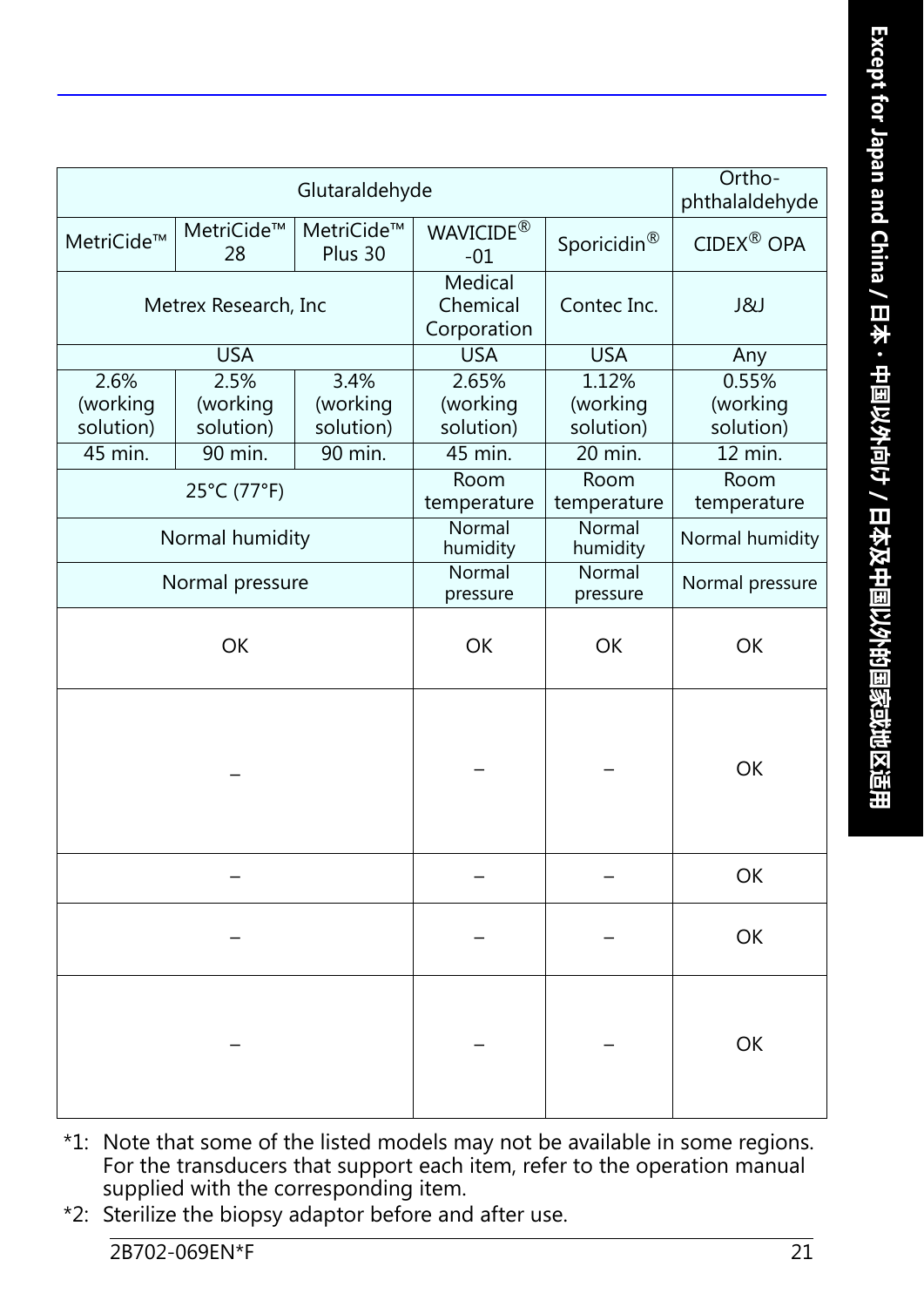| Glutaraldehyde | | | | | Ortho-phthalaldehyde |
|---|---|---|---|---|---|
| MetriCide™ | MetriCide™ 28 | MetriCide™ Plus 30 | WAVICIDE® -01 | Sporicidin® | CIDEX® OPA |
| Metrex Research, Inc | | | Medical Chemical Corporation | Contec Inc. | J&J |
| USA | | | USA | USA | Any |
| 2.6% (working solution) | 2.5% (working solution) | 3.4% (working solution) | 2.65% (working solution) | 1.12% (working solution) | 0.55% (working solution) |
| 45 min. | 90 min. | 90 min. | 45 min. | 20 min. | 12 min. |
| 25°C (77°F) | | | Room temperature | Room temperature | Room temperature |
| Normal humidity | | | Normal humidity | Normal humidity | Normal humidity |
| Normal pressure | | | Normal pressure | Normal pressure | Normal pressure |
| OK | | | OK | OK | OK |
| – | | | – | – | OK |
| – | | | – | – | OK |
| – | | | – | – | OK |
| – | | | – | – | OK |

*1: Note that some of the listed models may not be available in some regions. For the transducers that support each item, refer to the operation manual supplied with the corresponding item.

*2: Sterilize the biopsy adaptor before and after use.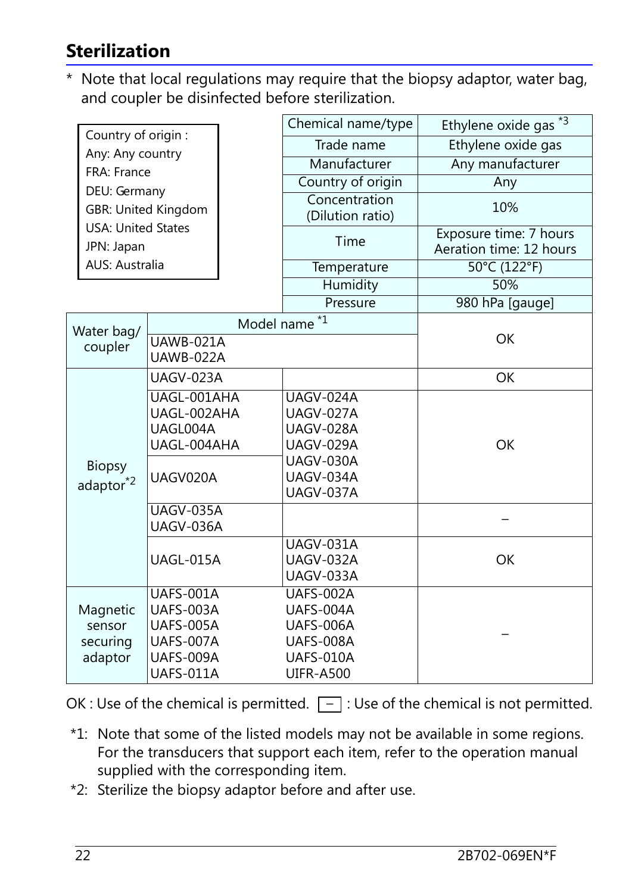## Sterilization

\* Note that local regulations may require that the biopsy adaptor, water bag, and coupler be disinfected before sterilization.

Country of origin :
Any: Any country
FRA: France
DEU: Germany
GBR: United Kingdom
USA: United States
JPN: Japan
AUS: Australia

| | | Chemical name/type | Ethylene oxide gas [*3] |
|---|---|---|---|
| | | Trade name | Ethylene oxide gas |
| | | Manufacturer | Any manufacturer |
| | | Country of origin | Any |
| | | Concentration (Dilution ratio) | 10% |
| | | Time | Exposure time: 7 hours<br>Aeration time: 12 hours |
| | | Temperature | 50°C (122°F) |
| | | Humidity | 50% |
| | | Pressure | 980 hPa [gauge] |
| Water bag/ coupler | Model name [*1] | | OK |
| | UAWB-021A<br>UAWB-022A | | |
| Biopsy adaptor[*2] | UAGV-023A | | OK |
| | UAGL-001AHA<br>UAGL-002AHA<br>UAGL004A<br>UAGL-004AHA | UAGV-024A<br>UAGV-027A<br>UAGV-028A<br>UAGV-029A<br>UAGV-030A<br>UAGV-034A<br>UAGV-037A | OK |
| | UAGV020A | | |
| | UAGV-035A<br>UAGV-036A | | – |
| | UAGL-015A | UAGV-031A<br>UAGV-032A<br>UAGV-033A | OK |
| Magnetic sensor securing adaptor | UAFS-001A<br>UAFS-003A<br>UAFS-005A<br>UAFS-007A<br>UAFS-009A<br>UAFS-011A | UAFS-002A<br>UAFS-004A<br>UAFS-006A<br>UAFS-008A<br>UAFS-010A<br>UIFR-A500 | – |

OK : Use of the chemical is permitted. – : Use of the chemical is not permitted.

\*1: Note that some of the listed models may not be available in some regions. For the transducers that support each item, refer to the operation manual supplied with the corresponding item.

\*2: Sterilize the biopsy adaptor before and after use.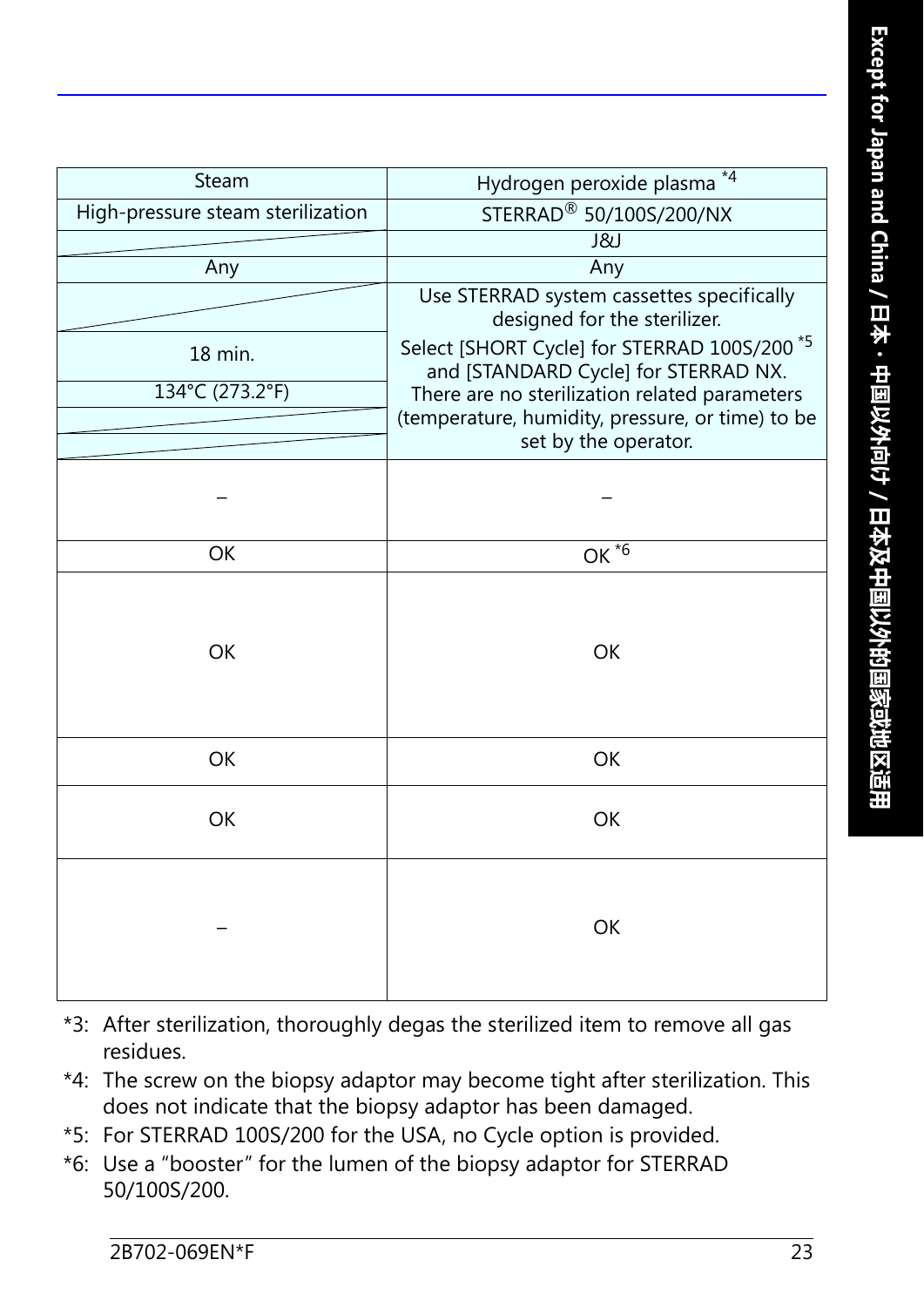| Steam | Hydrogen peroxide plasma *4 |
| --- | --- |
| High-pressure steam sterilization | STERRAD® 50/100S/200/NX |
| | J&J |
| Any | Any |
| | Use STERRAD system cassettes specifically designed for the sterilizer. Select [SHORT Cycle] for STERRAD 100S/200 *5 and [STANDARD Cycle] for STERRAD NX. There are no sterilization related parameters (temperature, humidity, pressure, or time) to be set by the operator. |
| 18 min. | |
| 134°C (273.2°F) | |
| | |
| | |
| – | – |
| OK | OK *6 |
| OK | OK |
| OK | OK |
| OK | OK |
| – | OK |

*3: After sterilization, thoroughly degas the sterilized item to remove all gas residues.

*4: The screw on the biopsy adaptor may become tight after sterilization. This does not indicate that the biopsy adaptor has been damaged.

*5: For STERRAD 100S/200 for the USA, no Cycle option is provided.

*6: Use a "booster" for the lumen of the biopsy adaptor for STERRAD 50/100S/200.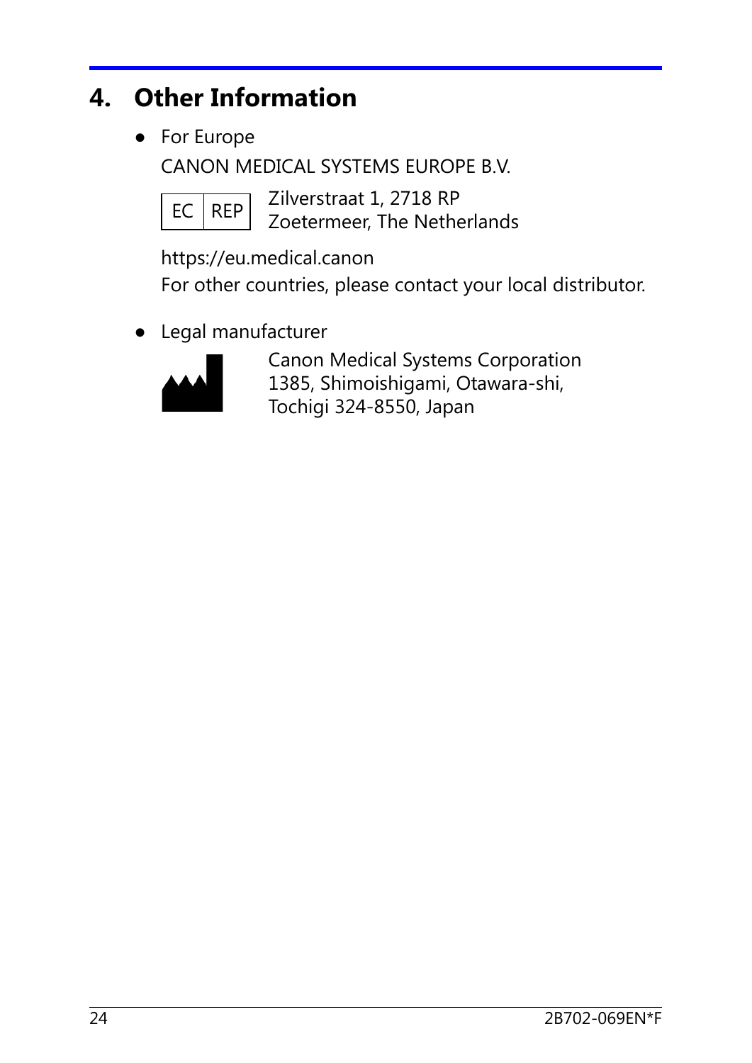# 4. Other Information

- For Europe

  CANON MEDICAL SYSTEMS EUROPE B.V.

  EC REP Zilverstraat 1, 2718 RP
  Zoetermeer, The Netherlands

  https://eu.medical.canon

  For other countries, please contact your local distributor.

- Legal manufacturer

  Canon Medical Systems Corporation
  1385, Shimoishigami, Otawara-shi,
  Tochigi 324-8550, Japan